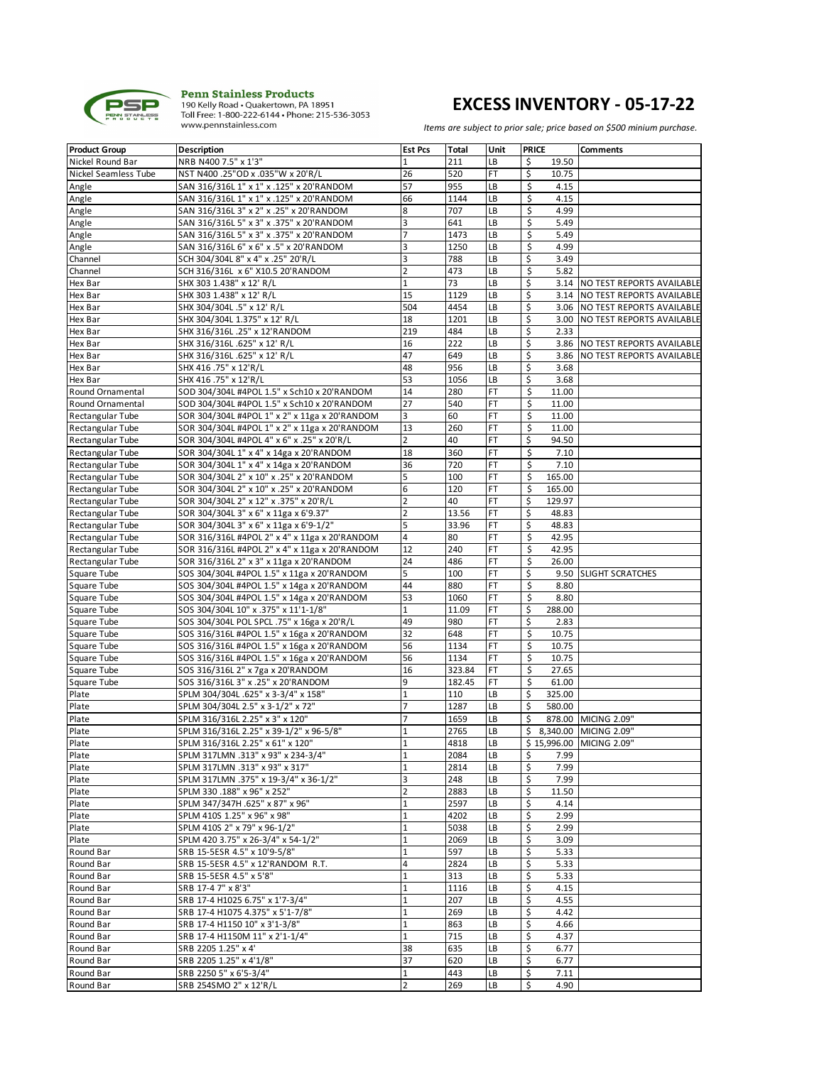**Penn Stainless Products**
190 Kelly Road • Quakertown, PA 18951
Toll Free: 1-800-222-6144 • Phone: 215-536-3053
www.pennstainless.com

# EXCESS INVENTORY - 05-17-22

*Items are subject to prior sale; price based on $500 minium purchase.*

| Product Group | Description | Est Pcs | Total | Unit | PRICE | Comments |
|---|---|---|---|---|---|---|
| Nickel Round Bar | NRB N400 7.5" x 1'3" | 1 | 211 | LB | $ 19.50 | |
| Nickel Seamless Tube | NST N400 .25"OD x .035"W x 20'R/L | 26 | 520 | FT | $ 10.75 | |
| Angle | SAN 316/316L 1" x 1" x .125" x 20'RANDOM | 57 | 955 | LB | $ 4.15 | |
| Angle | SAN 316/316L 1" x 1" x .125" x 20'RANDOM | 66 | 1144 | LB | $ 4.15 | |
| Angle | SAN 316/316L 3" x 2" x .25" x 20'RANDOM | 8 | 707 | LB | $ 4.99 | |
| Angle | SAN 316/316L 5" x 3" x .375" x 20'RANDOM | 3 | 641 | LB | $ 5.49 | |
| Angle | SAN 316/316L 5" x 3" x .375" x 20'RANDOM | 7 | 1473 | LB | $ 5.49 | |
| Angle | SAN 316/316L 6" x 6" x .5" x 20'RANDOM | 3 | 1250 | LB | $ 4.99 | |
| Channel | SCH 304/304L 8" x 4" x .25" 20'R/L | 3 | 788 | LB | $ 3.49 | |
| Channel | SCH 316/316L x 6" X10.5 20'RANDOM | 2 | 473 | LB | $ 5.82 | |
| Hex Bar | SHX 303 1.438" x 12' R/L | 1 | 73 | LB | $ 3.14 | NO TEST REPORTS AVAILABLE |
| Hex Bar | SHX 303 1.438" x 12' R/L | 15 | 1129 | LB | $ 3.14 | NO TEST REPORTS AVAILABLE |
| Hex Bar | SHX 304/304L .5" x 12' R/L | 504 | 4454 | LB | $ 3.06 | NO TEST REPORTS AVAILABLE |
| Hex Bar | SHX 304/304L 1.375" x 12' R/L | 18 | 1201 | LB | $ 3.00 | NO TEST REPORTS AVAILABLE |
| Hex Bar | SHX 316/316L .25" x 12'RANDOM | 219 | 484 | LB | $ 2.33 | |
| Hex Bar | SHX 316/316L .625" x 12' R/L | 16 | 222 | LB | $ 3.86 | NO TEST REPORTS AVAILABLE |
| Hex Bar | SHX 316/316L .625" x 12' R/L | 47 | 649 | LB | $ 3.86 | NO TEST REPORTS AVAILABLE |
| Hex Bar | SHX 416 .75" x 12'R/L | 48 | 956 | LB | $ 3.68 | |
| Hex Bar | SHX 416 .75" x 12'R/L | 53 | 1056 | LB | $ 3.68 | |
| Round Ornamental | SOD 304/304L #4POL 1.5" x Sch10 x 20'RANDOM | 14 | 280 | FT | $ 11.00 | |
| Round Ornamental | SOD 304/304L #4POL 1.5" x Sch10 x 20'RANDOM | 27 | 540 | FT | $ 11.00 | |
| Rectangular Tube | SOR 304/304L #4POL 1" x 2" x 11ga x 20'RANDOM | 3 | 60 | FT | $ 11.00 | |
| Rectangular Tube | SOR 304/304L #4POL 1" x 2" x 11ga x 20'RANDOM | 13 | 260 | FT | $ 11.00 | |
| Rectangular Tube | SOR 304/304L #4POL 4" x 6" x .25" x 20'R/L | 2 | 40 | FT | $ 94.50 | |
| Rectangular Tube | SOR 304/304L 1" x 4" x 14ga x 20'RANDOM | 18 | 360 | FT | $ 7.10 | |
| Rectangular Tube | SOR 304/304L 1" x 4" x 14ga x 20'RANDOM | 36 | 720 | FT | $ 7.10 | |
| Rectangular Tube | SOR 304/304L 2" x 10" x .25" x 20'RANDOM | 5 | 100 | FT | $ 165.00 | |
| Rectangular Tube | SOR 304/304L 2" x 10" x .25" x 20'RANDOM | 6 | 120 | FT | $ 165.00 | |
| Rectangular Tube | SOR 304/304L 2" x 12" x .375" x 20'R/L | 2 | 40 | FT | $ 129.97 | |
| Rectangular Tube | SOR 304/304L 3" x 6" x 11ga x 6'9.37" | 2 | 13.56 | FT | $ 48.83 | |
| Rectangular Tube | SOR 304/304L 3" x 6" x 11ga x 6'9-1/2" | 5 | 33.96 | FT | $ 48.83 | |
| Rectangular Tube | SOR 316/316L #4POL 2" x 4" x 11ga x 20'RANDOM | 4 | 80 | FT | $ 42.95 | |
| Rectangular Tube | SOR 316/316L #4POL 2" x 4" x 11ga x 20'RANDOM | 12 | 240 | FT | $ 42.95 | |
| Rectangular Tube | SOR 316/316L 2" x 3" x 11ga x 20'RANDOM | 24 | 486 | FT | $ 26.00 | |
| Square Tube | SOS 304/304L #4POL 1.5" x 11ga x 20'RANDOM | 5 | 100 | FT | $ 9.50 | SLIGHT SCRATCHES |
| Square Tube | SOS 304/304L #4POL 1.5" x 14ga x 20'RANDOM | 44 | 880 | FT | $ 8.80 | |
| Square Tube | SOS 304/304L #4POL 1.5" x 14ga x 20'RANDOM | 53 | 1060 | FT | $ 8.80 | |
| Square Tube | SOS 304/304L 10" x .375" x 11'1-1/8" | 1 | 11.09 | FT | $ 288.00 | |
| Square Tube | SOS 304/304L POL SPCL .75" x 16ga x 20'R/L | 49 | 980 | FT | $ 2.83 | |
| Square Tube | SOS 316/316L #4POL 1.5" x 16ga x 20'RANDOM | 32 | 648 | FT | $ 10.75 | |
| Square Tube | SOS 316/316L #4POL 1.5" x 16ga x 20'RANDOM | 56 | 1134 | FT | $ 10.75 | |
| Square Tube | SOS 316/316L #4POL 1.5" x 16ga x 20'RANDOM | 56 | 1134 | FT | $ 10.75 | |
| Square Tube | SOS 316/316L 2" x 7ga x 20'RANDOM | 16 | 323.84 | FT | $ 27.65 | |
| Square Tube | SOS 316/316L 3" x .25" x 20'RANDOM | 9 | 182.45 | FT | $ 61.00 | |
| Plate | SPLM 304/304L .625" x 3-3/4" x 158" | 1 | 110 | LB | $ 325.00 | |
| Plate | SPLM 304/304L 2.5" x 3-1/2" x 72" | 7 | 1287 | LB | $ 580.00 | |
| Plate | SPLM 316/316L 2.25" x 3" x 120" | 7 | 1659 | LB | $ 878.00 | MICING 2.09" |
| Plate | SPLM 316/316L 2.25" x 39-1/2" x 96-5/8" | 1 | 2765 | LB | $ 8,340.00 | MICING 2.09" |
| Plate | SPLM 316/316L 2.25" x 61" x 120" | 1 | 4818 | LB | $ 15,996.00 | MICING 2.09" |
| Plate | SPLM 317LMN .313" x 93" x 234-3/4" | 1 | 2084 | LB | $ 7.99 | |
| Plate | SPLM 317LMN .313" x 93" x 317" | 1 | 2814 | LB | $ 7.99 | |
| Plate | SPLM 317LMN .375" x 19-3/4" x 36-1/2" | 3 | 248 | LB | $ 7.99 | |
| Plate | SPLM 330 .188" x 96" x 252" | 2 | 2883 | LB | $ 11.50 | |
| Plate | SPLM 347/347H .625" x 87" x 96" | 1 | 2597 | LB | $ 4.14 | |
| Plate | SPLM 410S 1.25" x 96" x 98" | 1 | 4202 | LB | $ 2.99 | |
| Plate | SPLM 410S 2" x 79" x 96-1/2" | 1 | 5038 | LB | $ 2.99 | |
| Plate | SPLM 420 3.75" x 26-3/4" x 54-1/2" | 1 | 2069 | LB | $ 3.09 | |
| Round Bar | SRB 15-5ESR 4.5" x 10'9-5/8" | 1 | 597 | LB | $ 5.33 | |
| Round Bar | SRB 15-5ESR 4.5" x 12'RANDOM R.T. | 4 | 2824 | LB | $ 5.33 | |
| Round Bar | SRB 15-5ESR 4.5" x 5'8" | 1 | 313 | LB | $ 5.33 | |
| Round Bar | SRB 17-4 7" x 8'3" | 1 | 1116 | LB | $ 4.15 | |
| Round Bar | SRB 17-4 H1025 6.75" x 1'7-3/4" | 1 | 207 | LB | $ 4.55 | |
| Round Bar | SRB 17-4 H1075 4.375" x 5'1-7/8" | 1 | 269 | LB | $ 4.42 | |
| Round Bar | SRB 17-4 H1150 10" x 3'1-3/8" | 1 | 863 | LB | $ 4.66 | |
| Round Bar | SRB 17-4 H1150M 11" x 2'1-1/4" | 1 | 715 | LB | $ 4.37 | |
| Round Bar | SRB 2205 1.25" x 4' | 38 | 635 | LB | $ 6.77 | |
| Round Bar | SRB 2205 1.25" x 4'1/8" | 37 | 620 | LB | $ 6.77 | |
| Round Bar | SRB 2250 5" x 6'5-3/4" | 1 | 443 | LB | $ 7.11 | |
| Round Bar | SRB 254SMO 2" x 12'R/L | 2 | 269 | LB | $ 4.90 | |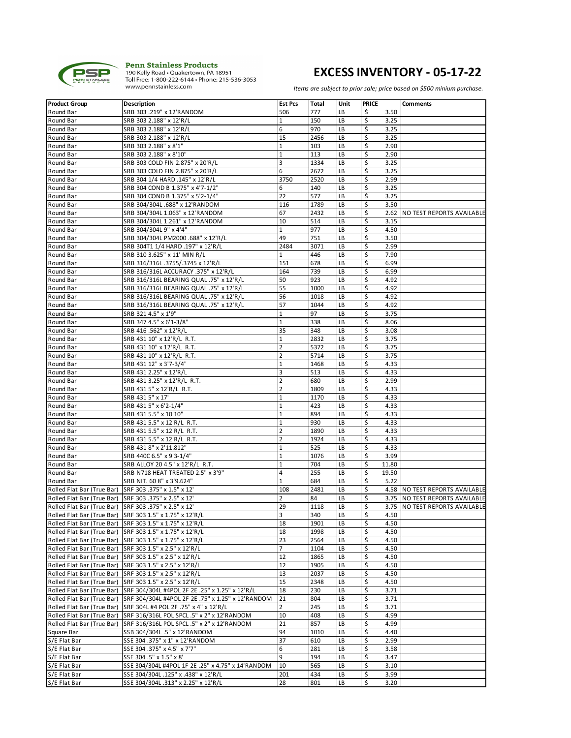**Penn Stainless Products**
190 Kelly Road • Quakertown, PA 18951
Toll Free: 1-800-222-6144 • Phone: 215-536-3053
www.pennstainless.com

# EXCESS INVENTORY - 05-17-22

*Items are subject to prior sale; price based on $500 minium purchase.*

| Product Group | Description | Est Pcs | Total | Unit | PRICE | Comments |
|---|---|---|---|---|---|---|
| Round Bar | SRB 303 .219" x 12'RANDOM | 506 | 777 | LB | $ 3.50 | |
| Round Bar | SRB 303 2.188" x 12'R/L | 1 | 150 | LB | $ 3.25 | |
| Round Bar | SRB 303 2.188" x 12'R/L | 6 | 970 | LB | $ 3.25 | |
| Round Bar | SRB 303 2.188" x 12'R/L | 15 | 2456 | LB | $ 3.25 | |
| Round Bar | SRB 303 2.188" x 8'1" | 1 | 103 | LB | $ 2.90 | |
| Round Bar | SRB 303 2.188" x 8'10" | 1 | 113 | LB | $ 2.90 | |
| Round Bar | SRB 303 COLD FIN 2.875" x 20'R/L | 3 | 1334 | LB | $ 3.25 | |
| Round Bar | SRB 303 COLD FIN 2.875" x 20'R/L | 6 | 2672 | LB | $ 3.25 | |
| Round Bar | SRB 304 1/4 HARD .145" x 12'R/L | 3750 | 2520 | LB | $ 2.99 | |
| Round Bar | SRB 304 COND B 1.375" x 4'7-1/2" | 6 | 140 | LB | $ 3.25 | |
| Round Bar | SRB 304 COND B 1.375" x 5'2-1/4" | 22 | 577 | LB | $ 3.25 | |
| Round Bar | SRB 304/304L .688" x 12'RANDOM | 116 | 1789 | LB | $ 3.50 | |
| Round Bar | SRB 304/304L 1.063" x 12'RANDOM | 67 | 2432 | LB | $ 2.62 | NO TEST REPORTS AVAILABLE |
| Round Bar | SRB 304/304L 1.261" x 12'RANDOM | 10 | 514 | LB | $ 3.15 | |
| Round Bar | SRB 304/304L 9" x 4'4" | 1 | 977 | LB | $ 4.50 | |
| Round Bar | SRB 304/304L PM2000 .688" x 12'R/L | 49 | 751 | LB | $ 3.50 | |
| Round Bar | SRB 304T1 1/4 HARD .197" x 12'R/L | 2484 | 3071 | LB | $ 2.99 | |
| Round Bar | SRB 310 3.625" x 11' MIN R/L | 1 | 446 | LB | $ 7.90 | |
| Round Bar | SRB 316/316L .3755/.3745 x 12'R/L | 151 | 678 | LB | $ 6.99 | |
| Round Bar | SRB 316/316L ACCURACY .375" x 12'R/L | 164 | 739 | LB | $ 6.99 | |
| Round Bar | SRB 316/316L BEARING QUAL .75" x 12'R/L | 50 | 923 | LB | $ 4.92 | |
| Round Bar | SRB 316/316L BEARING QUAL .75" x 12'R/L | 55 | 1000 | LB | $ 4.92 | |
| Round Bar | SRB 316/316L BEARING QUAL .75" x 12'R/L | 56 | 1018 | LB | $ 4.92 | |
| Round Bar | SRB 316/316L BEARING QUAL .75" x 12'R/L | 57 | 1044 | LB | $ 4.92 | |
| Round Bar | SRB 321 4.5" x 1'9" | 1 | 97 | LB | $ 3.75 | |
| Round Bar | SRB 347 4.5" x 6'1-3/8" | 1 | 338 | LB | $ 8.06 | |
| Round Bar | SRB 416 .562" x 12'R/L | 35 | 348 | LB | $ 3.08 | |
| Round Bar | SRB 431 10" x 12'R/L R.T. | 1 | 2832 | LB | $ 3.75 | |
| Round Bar | SRB 431 10" x 12'R/L R.T. | 2 | 5372 | LB | $ 3.75 | |
| Round Bar | SRB 431 10" x 12'R/L R.T. | 2 | 5714 | LB | $ 3.75 | |
| Round Bar | SRB 431 12" x 3'7-3/4" | 1 | 1468 | LB | $ 4.33 | |
| Round Bar | SRB 431 2.25" x 12'R/L | 3 | 513 | LB | $ 4.33 | |
| Round Bar | SRB 431 3.25" x 12'R/L R.T. | 2 | 680 | LB | $ 2.99 | |
| Round Bar | SRB 431 5" x 12'R/L R.T. | 2 | 1809 | LB | $ 4.33 | |
| Round Bar | SRB 431 5" x 17' | 1 | 1170 | LB | $ 4.33 | |
| Round Bar | SRB 431 5" x 6'2-1/4" | 1 | 423 | LB | $ 4.33 | |
| Round Bar | SRB 431 5.5" x 10'10" | 1 | 894 | LB | $ 4.33 | |
| Round Bar | SRB 431 5.5" x 12'R/L R.T. | 1 | 930 | LB | $ 4.33 | |
| Round Bar | SRB 431 5.5" x 12'R/L R.T. | 2 | 1890 | LB | $ 4.33 | |
| Round Bar | SRB 431 5.5" x 12'R/L R.T. | 2 | 1924 | LB | $ 4.33 | |
| Round Bar | SRB 431 8" x 2'11.812" | 1 | 525 | LB | $ 4.33 | |
| Round Bar | SRB 440C 6.5" x 9'3-1/4" | 1 | 1076 | LB | $ 3.99 | |
| Round Bar | SRB ALLOY 20 4.5" x 12'R/L R.T. | 1 | 704 | LB | $ 11.80 | |
| Round Bar | SRB N718 HEAT TREATED 2.5" x 3'9" | 4 | 255 | LB | $ 19.50 | |
| Round Bar | SRB NIT. 60 8" x 3'9.624" | 1 | 684 | LB | $ 5.22 | |
| Rolled Flat Bar (True Bar) | SRF 303 .375" x 1.5" x 12' | 108 | 2481 | LB | $ 4.58 | NO TEST REPORTS AVAILABLE |
| Rolled Flat Bar (True Bar) | SRF 303 .375" x 2.5" x 12' | 2 | 84 | LB | $ 3.75 | NO TEST REPORTS AVAILABLE |
| Rolled Flat Bar (True Bar) | SRF 303 .375" x 2.5" x 12' | 29 | 1118 | LB | $ 3.75 | NO TEST REPORTS AVAILABLE |
| Rolled Flat Bar (True Bar) | SRF 303 1.5" x 1.75" x 12'R/L | 3 | 340 | LB | $ 4.50 | |
| Rolled Flat Bar (True Bar) | SRF 303 1.5" x 1.75" x 12'R/L | 18 | 1901 | LB | $ 4.50 | |
| Rolled Flat Bar (True Bar) | SRF 303 1.5" x 1.75" x 12'R/L | 18 | 1998 | LB | $ 4.50 | |
| Rolled Flat Bar (True Bar) | SRF 303 1.5" x 1.75" x 12'R/L | 23 | 2564 | LB | $ 4.50 | |
| Rolled Flat Bar (True Bar) | SRF 303 1.5" x 2.5" x 12'R/L | 7 | 1104 | LB | $ 4.50 | |
| Rolled Flat Bar (True Bar) | SRF 303 1.5" x 2.5" x 12'R/L | 12 | 1865 | LB | $ 4.50 | |
| Rolled Flat Bar (True Bar) | SRF 303 1.5" x 2.5" x 12'R/L | 12 | 1905 | LB | $ 4.50 | |
| Rolled Flat Bar (True Bar) | SRF 303 1.5" x 2.5" x 12'R/L | 13 | 2037 | LB | $ 4.50 | |
| Rolled Flat Bar (True Bar) | SRF 303 1.5" x 2.5" x 12'R/L | 15 | 2348 | LB | $ 4.50 | |
| Rolled Flat Bar (True Bar) | SRF 304/304L #4POL 2F 2E .25" x 1.25" x 12'R/L | 18 | 230 | LB | $ 3.71 | |
| Rolled Flat Bar (True Bar) | SRF 304/304L #4POL 2F 2E .75" x 1.25" x 12'RANDOM | 21 | 804 | LB | $ 3.71 | |
| Rolled Flat Bar (True Bar) | SRF 304L #4 POL 2F .75" x 4" x 12'R/L | 2 | 245 | LB | $ 3.71 | |
| Rolled Flat Bar (True Bar) | SRF 316/316L POL SPCL .5" x 2" x 12'RANDOM | 10 | 408 | LB | $ 4.99 | |
| Rolled Flat Bar (True Bar) | SRF 316/316L POL SPCL .5" x 2" x 12'RANDOM | 21 | 857 | LB | $ 4.99 | |
| Square Bar | SSB 304/304L .5" x 12'RANDOM | 94 | 1010 | LB | $ 4.40 | |
| S/E Flat Bar | SSE 304 .375" x 1" x 12'RANDOM | 37 | 610 | LB | $ 2.99 | |
| S/E Flat Bar | SSE 304 .375" x 4.5" x 7'7" | 6 | 281 | LB | $ 3.58 | |
| S/E Flat Bar | SSE 304 .5" x 1.5" x 8' | 9 | 194 | LB | $ 3.47 | |
| S/E Flat Bar | SSE 304/304L #4POL 1F 2E .25" x 4.75" x 14'RANDOM | 10 | 565 | LB | $ 3.10 | |
| S/E Flat Bar | SSE 304/304L .125" x .438" x 12'R/L | 201 | 434 | LB | $ 3.99 | |
| S/E Flat Bar | SSE 304/304L .313" x 2.25" x 12'R/L | 28 | 801 | LB | $ 3.20 | |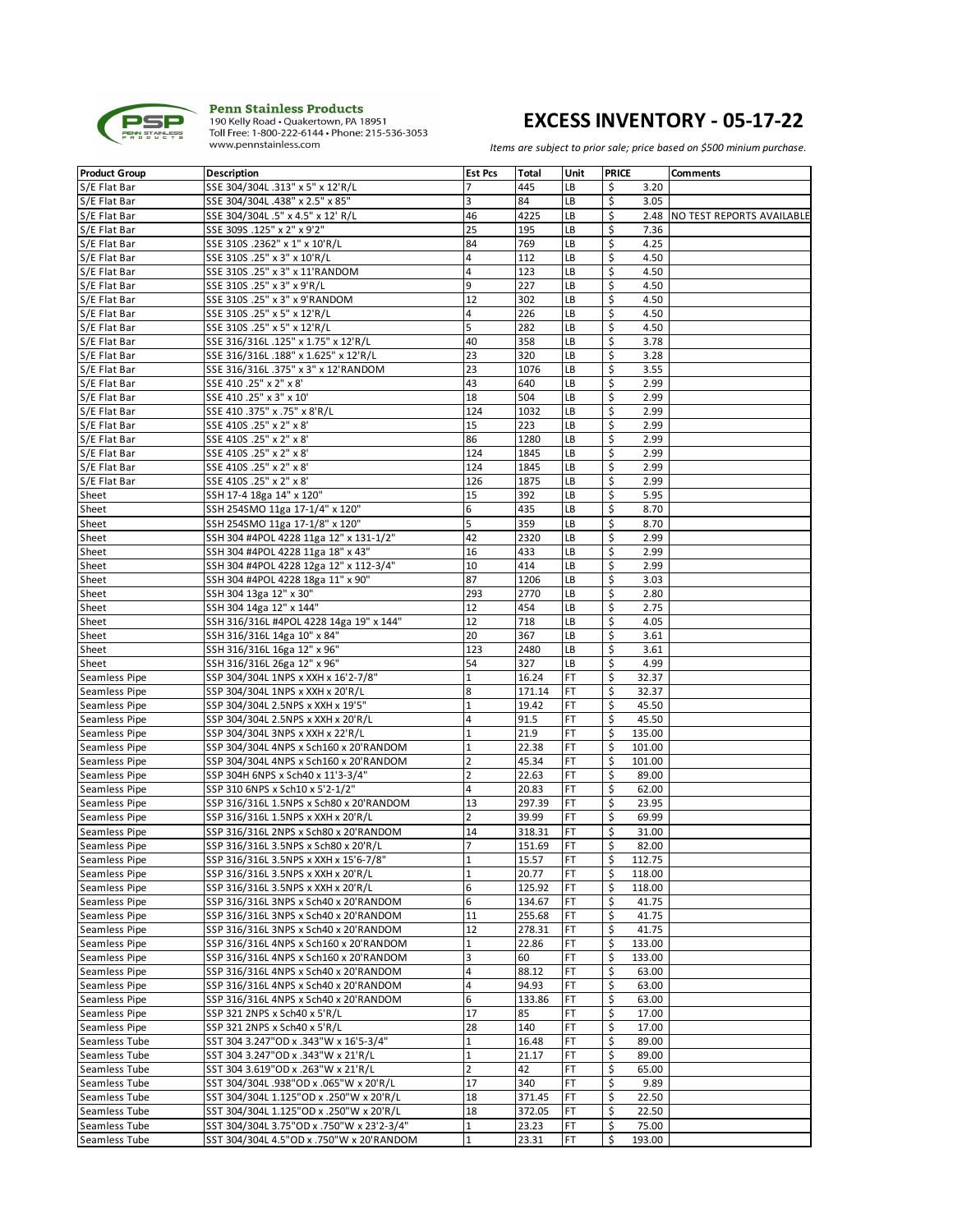**Penn Stainless Products**
190 Kelly Road • Quakertown, PA 18951
Toll Free: 1-800-222-6144 • Phone: 215-536-3053
www.pennstainless.com

# EXCESS INVENTORY - 05-17-22

*Items are subject to prior sale; price based on $500 minium purchase.*

| Product Group | Description | Est Pcs | Total | Unit | PRICE | Comments |
|---|---|---|---|---|---|---|
| S/E Flat Bar | SSE 304/304L .313" x 5" x 12'R/L | 7 | 445 | LB | $ 3.20 | |
| S/E Flat Bar | SSE 304/304L .438" x 2.5" x 85" | 3 | 84 | LB | $ 3.05 | |
| S/E Flat Bar | SSE 304/304L .5" x 4.5" x 12' R/L | 46 | 4225 | LB | $ 2.48 | NO TEST REPORTS AVAILABLE |
| S/E Flat Bar | SSE 309S .125" x 2" x 9'2" | 25 | 195 | LB | $ 7.36 | |
| S/E Flat Bar | SSE 310S .2362" x 1" x 10'R/L | 84 | 769 | LB | $ 4.25 | |
| S/E Flat Bar | SSE 310S .25" x 3" x 10'R/L | 4 | 112 | LB | $ 4.50 | |
| S/E Flat Bar | SSE 310S .25" x 3" x 11'RANDOM | 4 | 123 | LB | $ 4.50 | |
| S/E Flat Bar | SSE 310S .25" x 3" x 9'R/L | 9 | 227 | LB | $ 4.50 | |
| S/E Flat Bar | SSE 310S .25" x 3" x 9'RANDOM | 12 | 302 | LB | $ 4.50 | |
| S/E Flat Bar | SSE 310S .25" x 5" x 12'R/L | 4 | 226 | LB | $ 4.50 | |
| S/E Flat Bar | SSE 310S .25" x 5" x 12'R/L | 5 | 282 | LB | $ 4.50 | |
| S/E Flat Bar | SSE 316/316L .125" x 1.75" x 12'R/L | 40 | 358 | LB | $ 3.78 | |
| S/E Flat Bar | SSE 316/316L .188" x 1.625" x 12'R/L | 23 | 320 | LB | $ 3.28 | |
| S/E Flat Bar | SSE 316/316L .375" x 3" x 12'RANDOM | 23 | 1076 | LB | $ 3.55 | |
| S/E Flat Bar | SSE 410 .25" x 2" x 8' | 43 | 640 | LB | $ 2.99 | |
| S/E Flat Bar | SSE 410 .25" x 3" x 10' | 18 | 504 | LB | $ 2.99 | |
| S/E Flat Bar | SSE 410 .375" x .75" x 8'R/L | 124 | 1032 | LB | $ 2.99 | |
| S/E Flat Bar | SSE 410S .25" x 2" x 8' | 15 | 223 | LB | $ 2.99 | |
| S/E Flat Bar | SSE 410S .25" x 2" x 8' | 86 | 1280 | LB | $ 2.99 | |
| S/E Flat Bar | SSE 410S .25" x 2" x 8' | 124 | 1845 | LB | $ 2.99 | |
| S/E Flat Bar | SSE 410S .25" x 2" x 8' | 124 | 1845 | LB | $ 2.99 | |
| S/E Flat Bar | SSE 410S .25" x 2" x 8' | 126 | 1875 | LB | $ 2.99 | |
| Sheet | SSH 17-4 18ga 14" x 120" | 15 | 392 | LB | $ 5.95 | |
| Sheet | SSH 254SMO 11ga 17-1/4" x 120" | 6 | 435 | LB | $ 8.70 | |
| Sheet | SSH 254SMO 11ga 17-1/8" x 120" | 5 | 359 | LB | $ 8.70 | |
| Sheet | SSH 304 #4POL 4228 11ga 12" x 131-1/2" | 42 | 2320 | LB | $ 2.99 | |
| Sheet | SSH 304 #4POL 4228 11ga 18" x 43" | 16 | 433 | LB | $ 2.99 | |
| Sheet | SSH 304 #4POL 4228 12ga 12" x 112-3/4" | 10 | 414 | LB | $ 2.99 | |
| Sheet | SSH 304 #4POL 4228 18ga 11" x 90" | 87 | 1206 | LB | $ 3.03 | |
| Sheet | SSH 304 13ga 12" x 30" | 293 | 2770 | LB | $ 2.80 | |
| Sheet | SSH 304 14ga 12" x 144" | 12 | 454 | LB | $ 2.75 | |
| Sheet | SSH 316/316L #4POL 4228 14ga 19" x 144" | 12 | 718 | LB | $ 4.05 | |
| Sheet | SSH 316/316L 14ga 10" x 84" | 20 | 367 | LB | $ 3.61 | |
| Sheet | SSH 316/316L 16ga 12" x 96" | 123 | 2480 | LB | $ 3.61 | |
| Sheet | SSH 316/316L 26ga 12" x 96" | 54 | 327 | LB | $ 4.99 | |
| Seamless Pipe | SSP 304/304L 1NPS x XXH x 16'2-7/8" | 1 | 16.24 | FT | $ 32.37 | |
| Seamless Pipe | SSP 304/304L 1NPS x XXH x 20'R/L | 8 | 171.14 | FT | $ 32.37 | |
| Seamless Pipe | SSP 304/304L 2.5NPS x XXH x 19'5" | 1 | 19.42 | FT | $ 45.50 | |
| Seamless Pipe | SSP 304/304L 2.5NPS x XXH x 20'R/L | 4 | 91.5 | FT | $ 45.50 | |
| Seamless Pipe | SSP 304/304L 3NPS x XXH x 22'R/L | 1 | 21.9 | FT | $ 135.00 | |
| Seamless Pipe | SSP 304/304L 4NPS x Sch160 x 20'RANDOM | 1 | 22.38 | FT | $ 101.00 | |
| Seamless Pipe | SSP 304/304L 4NPS x Sch160 x 20'RANDOM | 2 | 45.34 | FT | $ 101.00 | |
| Seamless Pipe | SSP 304H 6NPS x Sch40 x 11'3-3/4" | 2 | 22.63 | FT | $ 89.00 | |
| Seamless Pipe | SSP 310 6NPS x Sch10 x 5'2-1/2" | 4 | 20.83 | FT | $ 62.00 | |
| Seamless Pipe | SSP 316/316L 1.5NPS x Sch80 x 20'RANDOM | 13 | 297.39 | FT | $ 23.95 | |
| Seamless Pipe | SSP 316/316L 1.5NPS x XXH x 20'R/L | 2 | 39.99 | FT | $ 69.99 | |
| Seamless Pipe | SSP 316/316L 2NPS x Sch80 x 20'RANDOM | 14 | 318.31 | FT | $ 31.00 | |
| Seamless Pipe | SSP 316/316L 3.5NPS x Sch80 x 20'R/L | 7 | 151.69 | FT | $ 82.00 | |
| Seamless Pipe | SSP 316/316L 3.5NPS x XXH x 15'6-7/8" | 1 | 15.57 | FT | $ 112.75 | |
| Seamless Pipe | SSP 316/316L 3.5NPS x XXH x 20'R/L | 1 | 20.77 | FT | $ 118.00 | |
| Seamless Pipe | SSP 316/316L 3.5NPS x XXH x 20'R/L | 6 | 125.92 | FT | $ 118.00 | |
| Seamless Pipe | SSP 316/316L 3NPS x Sch40 x 20'RANDOM | 6 | 134.67 | FT | $ 41.75 | |
| Seamless Pipe | SSP 316/316L 3NPS x Sch40 x 20'RANDOM | 11 | 255.68 | FT | $ 41.75 | |
| Seamless Pipe | SSP 316/316L 3NPS x Sch40 x 20'RANDOM | 12 | 278.31 | FT | $ 41.75 | |
| Seamless Pipe | SSP 316/316L 4NPS x Sch160 x 20'RANDOM | 1 | 22.86 | FT | $ 133.00 | |
| Seamless Pipe | SSP 316/316L 4NPS x Sch160 x 20'RANDOM | 3 | 60 | FT | $ 133.00 | |
| Seamless Pipe | SSP 316/316L 4NPS x Sch40 x 20'RANDOM | 4 | 88.12 | FT | $ 63.00 | |
| Seamless Pipe | SSP 316/316L 4NPS x Sch40 x 20'RANDOM | 4 | 94.93 | FT | $ 63.00 | |
| Seamless Pipe | SSP 316/316L 4NPS x Sch40 x 20'RANDOM | 6 | 133.86 | FT | $ 63.00 | |
| Seamless Pipe | SSP 321 2NPS x Sch40 x 5'R/L | 17 | 85 | FT | $ 17.00 | |
| Seamless Pipe | SSP 321 2NPS x Sch40 x 5'R/L | 28 | 140 | FT | $ 17.00 | |
| Seamless Tube | SST 304 3.247"OD x .343"W x 16'5-3/4" | 1 | 16.48 | FT | $ 89.00 | |
| Seamless Tube | SST 304 3.247"OD x .343"W x 21'R/L | 1 | 21.17 | FT | $ 89.00 | |
| Seamless Tube | SST 304 3.619"OD x .263"W x 21'R/L | 2 | 42 | FT | $ 65.00 | |
| Seamless Tube | SST 304/304L .938"OD x .065"W x 20'R/L | 17 | 340 | FT | $ 9.89 | |
| Seamless Tube | SST 304/304L 1.125"OD x .250"W x 20'R/L | 18 | 371.45 | FT | $ 22.50 | |
| Seamless Tube | SST 304/304L 1.125"OD x .250"W x 20'R/L | 18 | 372.05 | FT | $ 22.50 | |
| Seamless Tube | SST 304/304L 3.75"OD x .750"W x 23'2-3/4" | 1 | 23.23 | FT | $ 75.00 | |
| Seamless Tube | SST 304/304L 4.5"OD x .750"W x 20'RANDOM | 1 | 23.31 | FT | $ 193.00 | |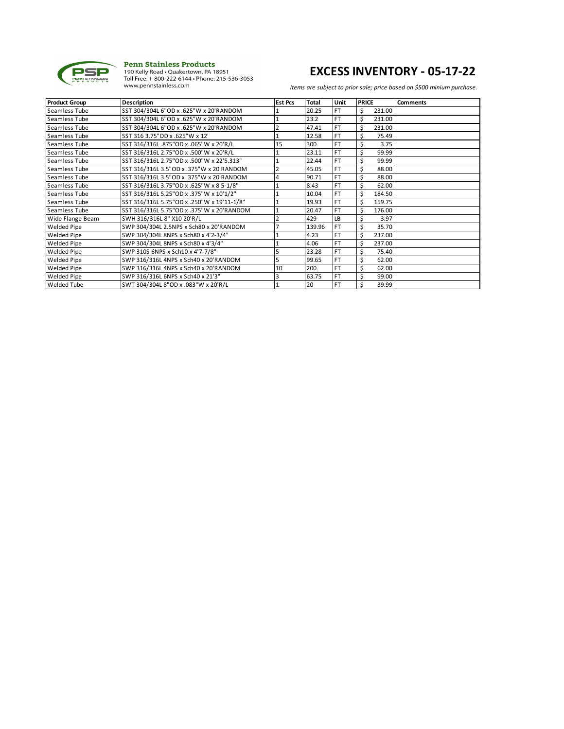**Penn Stainless Products**
190 Kelly Road • Quakertown, PA 18951
Toll Free: 1-800-222-6144 • Phone: 215-536-3053
www.pennstainless.com

# EXCESS INVENTORY - 05-17-22

*Items are subject to prior sale; price based on $500 minium purchase.*

| Product Group | Description | Est Pcs | Total | Unit | PRICE | Comments |
|---|---|---|---|---|---|---|
| Seamless Tube | SST 304/304L 6"OD x .625"W x 20'RANDOM | 1 | 20.25 | FT | $ 231.00 | |
| Seamless Tube | SST 304/304L 6"OD x .625"W x 20'RANDOM | 1 | 23.2 | FT | $ 231.00 | |
| Seamless Tube | SST 304/304L 6"OD x .625"W x 20'RANDOM | 2 | 47.41 | FT | $ 231.00 | |
| Seamless Tube | SST 316 3.75"OD x .625"W x 12' | 1 | 12.58 | FT | $ 75.49 | |
| Seamless Tube | SST 316/316L .875"OD x .065"W x 20'R/L | 15 | 300 | FT | $ 3.75 | |
| Seamless Tube | SST 316/316L 2.75"OD x .500"W x 20'R/L | 1 | 23.11 | FT | $ 99.99 | |
| Seamless Tube | SST 316/316L 2.75"OD x .500"W x 22'5.313" | 1 | 22.44 | FT | $ 99.99 | |
| Seamless Tube | SST 316/316L 3.5"OD x .375"W x 20'RANDOM | 2 | 45.05 | FT | $ 88.00 | |
| Seamless Tube | SST 316/316L 3.5"OD x .375"W x 20'RANDOM | 4 | 90.71 | FT | $ 88.00 | |
| Seamless Tube | SST 316/316L 3.75"OD x .625"W x 8'5-1/8" | 1 | 8.43 | FT | $ 62.00 | |
| Seamless Tube | SST 316/316L 5.25"OD x .375"W x 10'1/2" | 1 | 10.04 | FT | $ 184.50 | |
| Seamless Tube | SST 316/316L 5.75"OD x .250"W x 19'11-1/8" | 1 | 19.93 | FT | $ 159.75 | |
| Seamless Tube | SST 316/316L 5.75"OD x .375"W x 20'RANDOM | 1 | 20.47 | FT | $ 176.00 | |
| Wide Flange Beam | SWH 316/316L 8" X10 20'R/L | 2 | 429 | LB | $ 3.97 | |
| Welded Pipe | SWP 304/304L 2.5NPS x Sch80 x 20'RANDOM | 7 | 139.96 | FT | $ 35.70 | |
| Welded Pipe | SWP 304/304L 8NPS x Sch80 x 4'2-3/4" | 1 | 4.23 | FT | $ 237.00 | |
| Welded Pipe | SWP 304/304L 8NPS x Sch80 x 4'3/4" | 1 | 4.06 | FT | $ 237.00 | |
| Welded Pipe | SWP 310S 6NPS x Sch10 x 4'7-7/8" | 5 | 23.28 | FT | $ 75.40 | |
| Welded Pipe | SWP 316/316L 4NPS x Sch40 x 20'RANDOM | 5 | 99.65 | FT | $ 62.00 | |
| Welded Pipe | SWP 316/316L 4NPS x Sch40 x 20'RANDOM | 10 | 200 | FT | $ 62.00 | |
| Welded Pipe | SWP 316/316L 6NPS x Sch40 x 21'3" | 3 | 63.75 | FT | $ 99.00 | |
| Welded Tube | SWT 304/304L 8"OD x .083"W x 20'R/L | 1 | 20 | FT | $ 39.99 | |